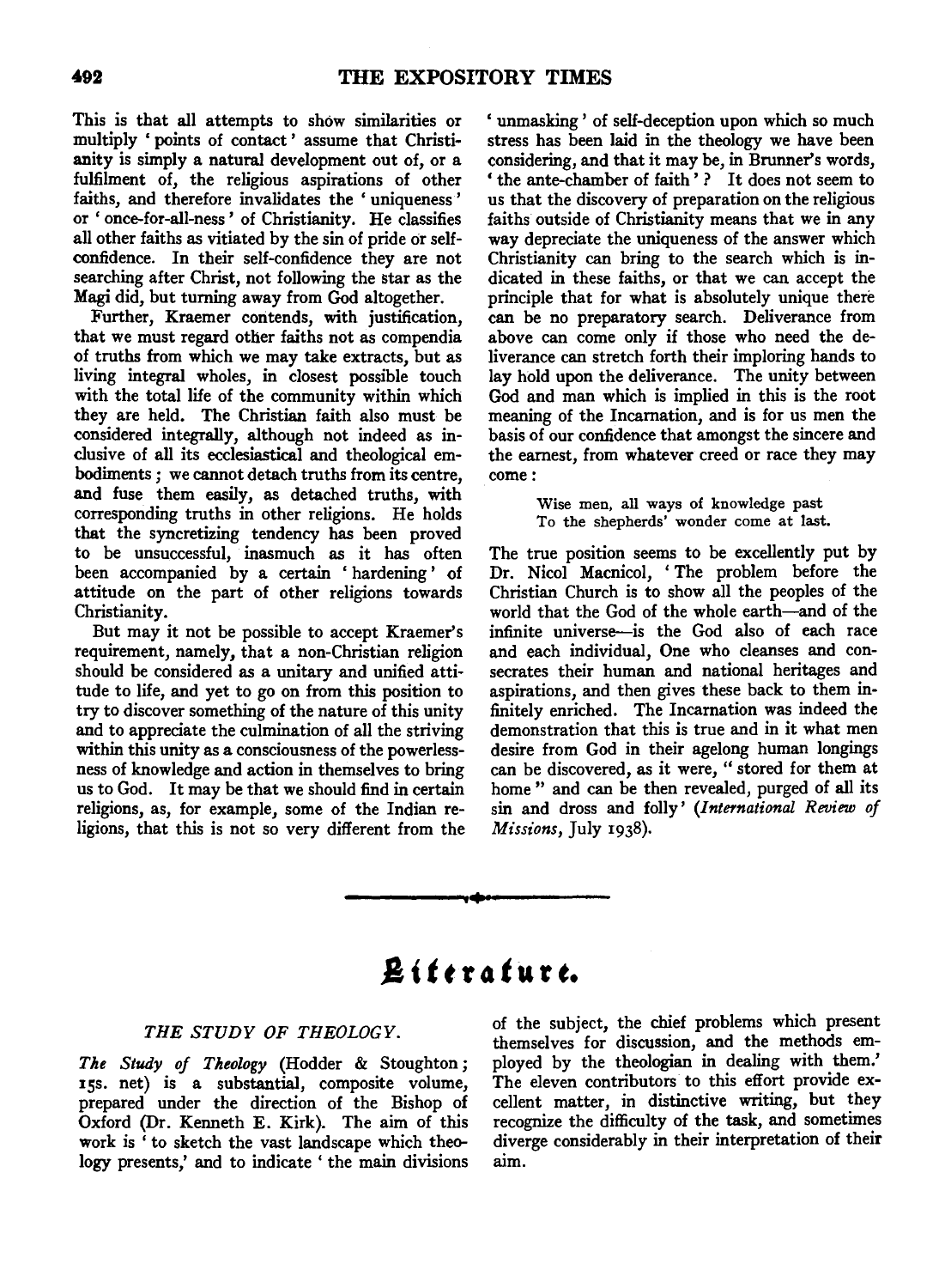This is that all attempts to show similarities or multiply 'points of contact' assume that Christianity is simply a natural development out of, or a fulfilment of, the religious aspirations of other faiths, and therefore invalidates the 'uniqueness' or 'once-for-all-ness' of Christianity. He classifies all other faiths as vitiated by the sin of pride or self-confidence. In their self-confidence they are not searching after Christ, not following the star as the Magi did, but turning away from God altogether.

Further, Kraemer contends, with justification, that we must regard other faiths not as compendia of truths from which we may take extracts, but as living integral wholes, in closest possible touch with the total life of the community within which they are held. The Christian faith also must be considered integrally, although not indeed as inclusive of all its ecclesiastical and theological embodiments; we cannot detach truths from its centre, and fuse them easily, as detached truths, with corresponding truths in other religions. He holds that the syncretizing tendency has been proved to be unsuccessful, inasmuch as it has often been accompanied by a certain 'hardening' of attitude on the part of other religions towards Christianity.

But may it not be possible to accept Kraemer's requirement, namely, that a non-Christian religion should be considered as a unitary and unified attitude to life, and yet to go on from this position to try to discover something of the nature of this unity and to appreciate the culmination of all the striving within this unity as a consciousness of the powerlessness of knowledge and action in themselves to bring us to God. It may be that we should find in certain religions, as, for example, some of the Indian religions, that this is not so very different from the 'unmasking' of self-deception upon which so much stress has been laid in the theology we have been considering, and that it may be, in Brunner's words, 'the ante-chamber of faith'? It does not seem to us that the discovery of preparation on the religious faiths outside of Christianity means that we in any way depreciate the uniqueness of the answer which Christianity can bring to the search which is indicated in these faiths, or that we can accept the principle that for what is absolutely unique there can be no preparatory search. Deliverance from above can come only if those who need the deliverance can stretch forth their imploring hands to lay hold upon the deliverance. The unity between God and man which is implied in this is the root meaning of the Incarnation, and is for us men the basis of our confidence that amongst the sincere and the earnest, from whatever creed or race they may come:

> Wise men, all ways of knowledge past
> To the shepherds' wonder come at last.

The true position seems to be excellently put by Dr. Nicol Macnicol, 'The problem before the Christian Church is to show all the peoples of the world that the God of the whole earth—and of the infinite universe—is the God also of each race and each individual, One who cleanses and consecrates their human and national heritages and aspirations, and then gives these back to them infinitely enriched. The Incarnation was indeed the demonstration that this is true and in it what men desire from God in their agelong human longings can be discovered, as it were, "stored for them at home" and can be then revealed, purged of all its sin and dross and folly' (*International Review of Missions*, July 1938).

---

# Literature.

### *THE STUDY OF THEOLOGY.*

*The Study of Theology* (Hodder & Stoughton; 15s. net) is a substantial, composite volume, prepared under the direction of the Bishop of Oxford (Dr. Kenneth E. Kirk). The aim of this work is 'to sketch the vast landscape which theology presents,' and to indicate 'the main divisions of the subject, the chief problems which present themselves for discussion, and the methods employed by the theologian in dealing with them.' The eleven contributors to this effort provide excellent matter, in distinctive writing, but they recognize the difficulty of the task, and sometimes diverge considerably in their interpretation of their aim.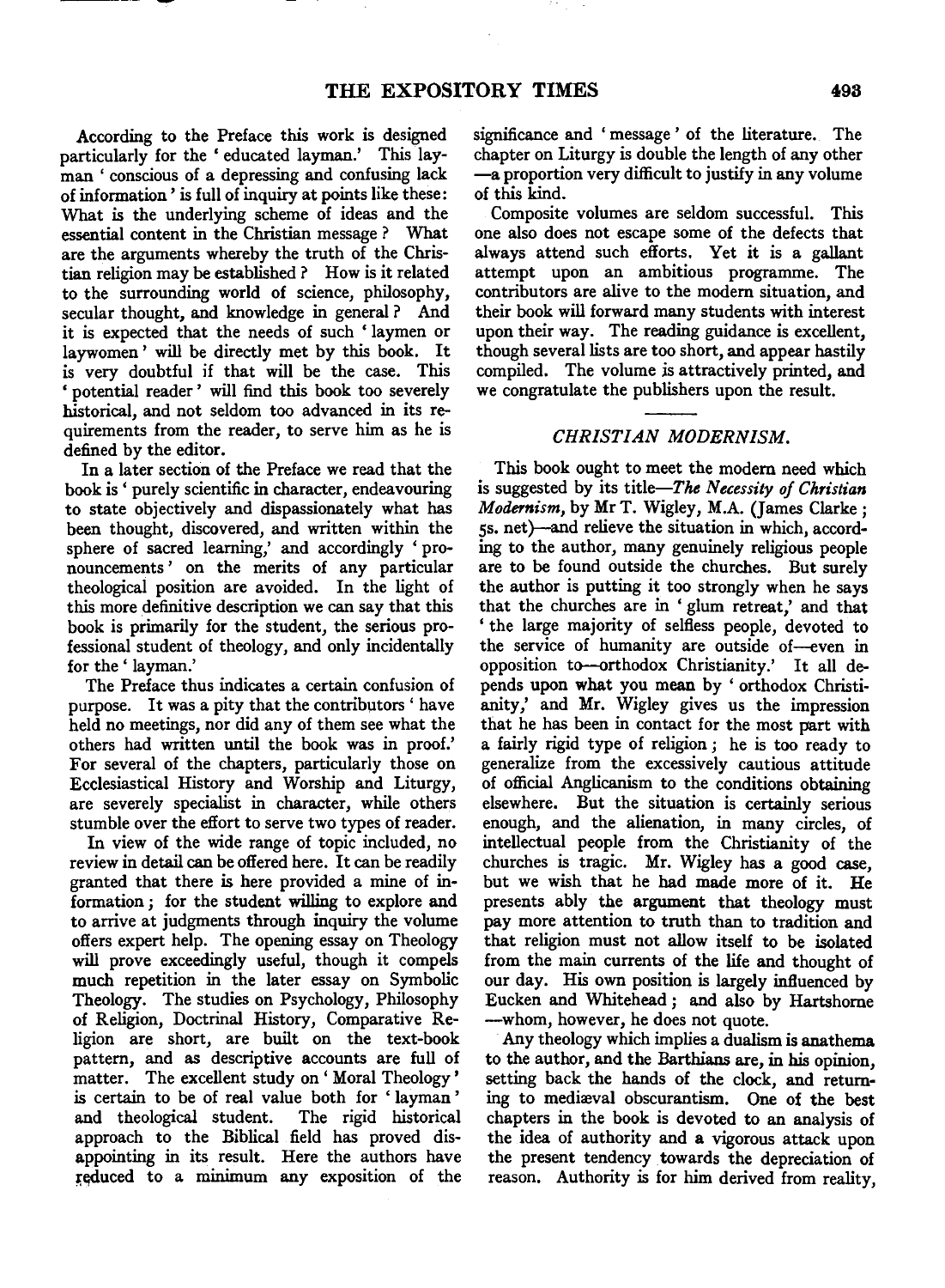According to the Preface this work is designed particularly for the 'educated layman.' This layman 'conscious of a depressing and confusing lack of information' is full of inquiry at points like these: What is the underlying scheme of ideas and the essential content in the Christian message? What are the arguments whereby the truth of the Christian religion may be established? How is it related to the surrounding world of science, philosophy, secular thought, and knowledge in general? And it is expected that the needs of such 'laymen or laywomen' will be directly met by this book. It is very doubtful if that will be the case. This 'potential reader' will find this book too severely historical, and not seldom too advanced in its requirements from the reader, to serve him as he is defined by the editor.

In a later section of the Preface we read that the book is 'purely scientific in character, endeavouring to state objectively and dispassionately what has been thought, discovered, and written within the sphere of sacred learning,' and accordingly 'pronouncements' on the merits of any particular theological position are avoided. In the light of this more definitive description we can say that this book is primarily for the student, the serious professional student of theology, and only incidentally for the 'layman.'

The Preface thus indicates a certain confusion of purpose. It was a pity that the contributors 'have held no meetings, nor did any of them see what the others had written until the book was in proof.' For several of the chapters, particularly those on Ecclesiastical History and Worship and Liturgy, are severely specialist in character, while others stumble over the effort to serve two types of reader.

In view of the wide range of topic included, no review in detail can be offered here. It can be readily granted that there is here provided a mine of information; for the student willing to explore and to arrive at judgments through inquiry the volume offers expert help. The opening essay on Theology will prove exceedingly useful, though it compels much repetition in the later essay on Symbolic Theology. The studies on Psychology, Philosophy of Religion, Doctrinal History, Comparative Religion are short, are built on the text-book pattern, and as descriptive accounts are full of matter. The excellent study on 'Moral Theology' is certain to be of real value both for 'layman' and theological student. The rigid historical approach to the Biblical field has proved disappointing in its result. Here the authors have reduced to a minimum any exposition of the significance and 'message' of the literature. The chapter on Liturgy is double the length of any other—a proportion very difficult to justify in any volume of this kind.

Composite volumes are seldom successful. This one also does not escape some of the defects that always attend such efforts. Yet it is a gallant attempt upon an ambitious programme. The contributors are alive to the modern situation, and their book will forward many students with interest upon their way. The reading guidance is excellent, though several lists are too short, and appear hastily compiled. The volume is attractively printed, and we congratulate the publishers upon the result.

## *CHRISTIAN MODERNISM.*

This book ought to meet the modern need which is suggested by its title—*The Necessity of Christian Modernism*, by Mr T. Wigley, M.A. (James Clarke; 5s. net)—and relieve the situation in which, according to the author, many genuinely religious people are to be found outside the churches. But surely the author is putting it too strongly when he says that the churches are in 'glum retreat,' and that 'the large majority of selfless people, devoted to the service of humanity are outside of—even in opposition to—orthodox Christianity.' It all depends upon what you mean by 'orthodox Christianity,' and Mr. Wigley gives us the impression that he has been in contact for the most part with a fairly rigid type of religion; he is too ready to generalize from the excessively cautious attitude of official Anglicanism to the conditions obtaining elsewhere. But the situation is certainly serious enough, and the alienation, in many circles, of intellectual people from the Christianity of the churches is tragic. Mr. Wigley has a good case, but we wish that he had made more of it. He presents ably the argument that theology must pay more attention to truth than to tradition and that religion must not allow itself to be isolated from the main currents of the life and thought of our day. His own position is largely influenced by Eucken and Whitehead; and also by Hartshorne—whom, however, he does not quote.

Any theology which implies a dualism is anathema to the author, and the Barthians are, in his opinion, setting back the hands of the clock, and returning to mediæval obscurantism. One of the best chapters in the book is devoted to an analysis of the idea of authority and a vigorous attack upon the present tendency towards the depreciation of reason. Authority is for him derived from reality,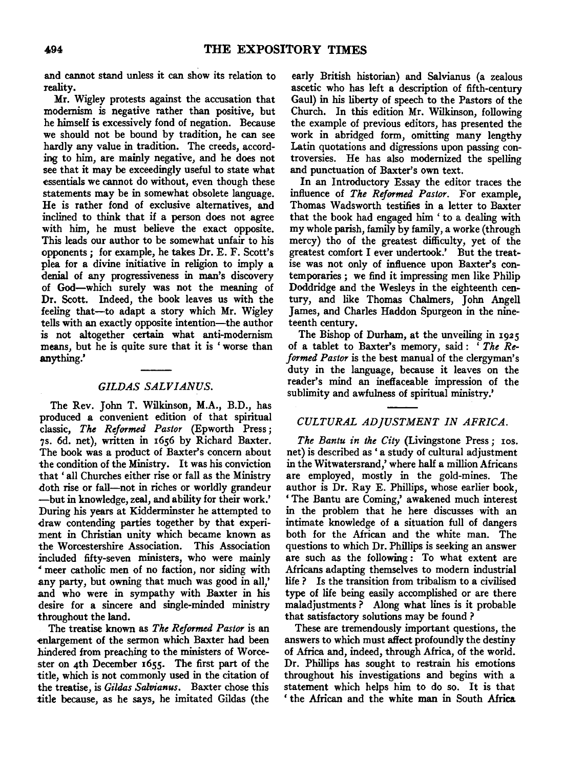and cannot stand unless it can show its relation to reality.

Mr. Wigley protests against the accusation that modernism is negative rather than positive, but he himself is excessively fond of negation. Because we should not be bound by tradition, he can see hardly any value in tradition. The creeds, according to him, are mainly negative, and he does not see that it may be exceedingly useful to state what essentials we cannot do without, even though these statements may be in somewhat obsolete language. He is rather fond of exclusive alternatives, and inclined to think that if a person does not agree with him, he must believe the exact opposite. This leads our author to be somewhat unfair to his opponents; for example, he takes Dr. E. F. Scott's plea for a divine initiative in religion to imply a denial of any progressiveness in man's discovery of God—which surely was not the meaning of Dr. Scott. Indeed, the book leaves us with the feeling that—to adapt a story which Mr. Wigley tells with an exactly opposite intention—the author is not altogether certain what anti-modernism means, but he is quite sure that it is 'worse than anything.'

## *GILDAS SALVIANUS.*

The Rev. John T. Wilkinson, M.A., B.D., has produced a convenient edition of that spiritual classic, *The Reformed Pastor* (Epworth Press; 7s. 6d. net), written in 1656 by Richard Baxter. The book was a product of Baxter's concern about the condition of the Ministry. It was his conviction that 'all Churches either rise or fall as the Ministry doth rise or fall—not in riches or worldly grandeur—but in knowledge, zeal, and ability for their work.' During his years at Kidderminster he attempted to draw contending parties together by that experiment in Christian unity which became known as the Worcestershire Association. This Association included fifty-seven ministers, who were mainly 'meer catholic men of no faction, nor siding with any party, but owning that much was good in all,' and who were in sympathy with Baxter in his desire for a sincere and single-minded ministry throughout the land.

The treatise known as *The Reformed Pastor* is an enlargement of the sermon which Baxter had been hindered from preaching to the ministers of Worcester on 4th December 1655. The first part of the title, which is not commonly used in the citation of the treatise, is *Gildas Salvianus*. Baxter chose this title because, as he says, he imitated Gildas (the early British historian) and Salvianus (a zealous ascetic who has left a description of fifth-century Gaul) in his liberty of speech to the Pastors of the Church. In this edition Mr. Wilkinson, following the example of previous editors, has presented the work in abridged form, omitting many lengthy Latin quotations and digressions upon passing controversies. He has also modernized the spelling and punctuation of Baxter's own text.

In an Introductory Essay the editor traces the influence of *The Reformed Pastor*. For example, Thomas Wadsworth testifies in a letter to Baxter that the book had engaged him 'to a dealing with my whole parish, family by family, a worke (through mercy) tho of the greatest difficulty, yet of the greatest comfort I ever undertook.' But the treatise was not only of influence upon Baxter's contemporaries; we find it impressing men like Philip Doddridge and the Wesleys in the eighteenth century, and like Thomas Chalmers, John Angell James, and Charles Haddon Spurgeon in the nineteenth century.

The Bishop of Durham, at the unveiling in 1925 of a tablet to Baxter's memory, said: '*The Reformed Pastor* is the best manual of the clergyman's duty in the language, because it leaves on the reader's mind an ineffaceable impression of the sublimity and awfulness of spiritual ministry.'

## *CULTURAL ADJUSTMENT IN AFRICA.*

*The Bantu in the City* (Livingstone Press; 10s. net) is described as 'a study of cultural adjustment in the Witwatersrand,' where half a million Africans are employed, mostly in the gold-mines. The author is Dr. Ray E. Phillips, whose earlier book, 'The Bantu are Coming,' awakened much interest in the problem that he here discusses with an intimate knowledge of a situation full of dangers both for the African and the white man. The questions to which Dr. Phillips is seeking an answer are such as the following: To what extent are Africans adapting themselves to modern industrial life? Is the transition from tribalism to a civilised type of life being easily accomplished or are there maladjustments? Along what lines is it probable that satisfactory solutions may be found?

These are tremendously important questions, the answers to which must affect profoundly the destiny of Africa and, indeed, through Africa, of the world. Dr. Phillips has sought to restrain his emotions throughout his investigations and begins with a statement which helps him to do so. It is that 'the African and the white man in South Africa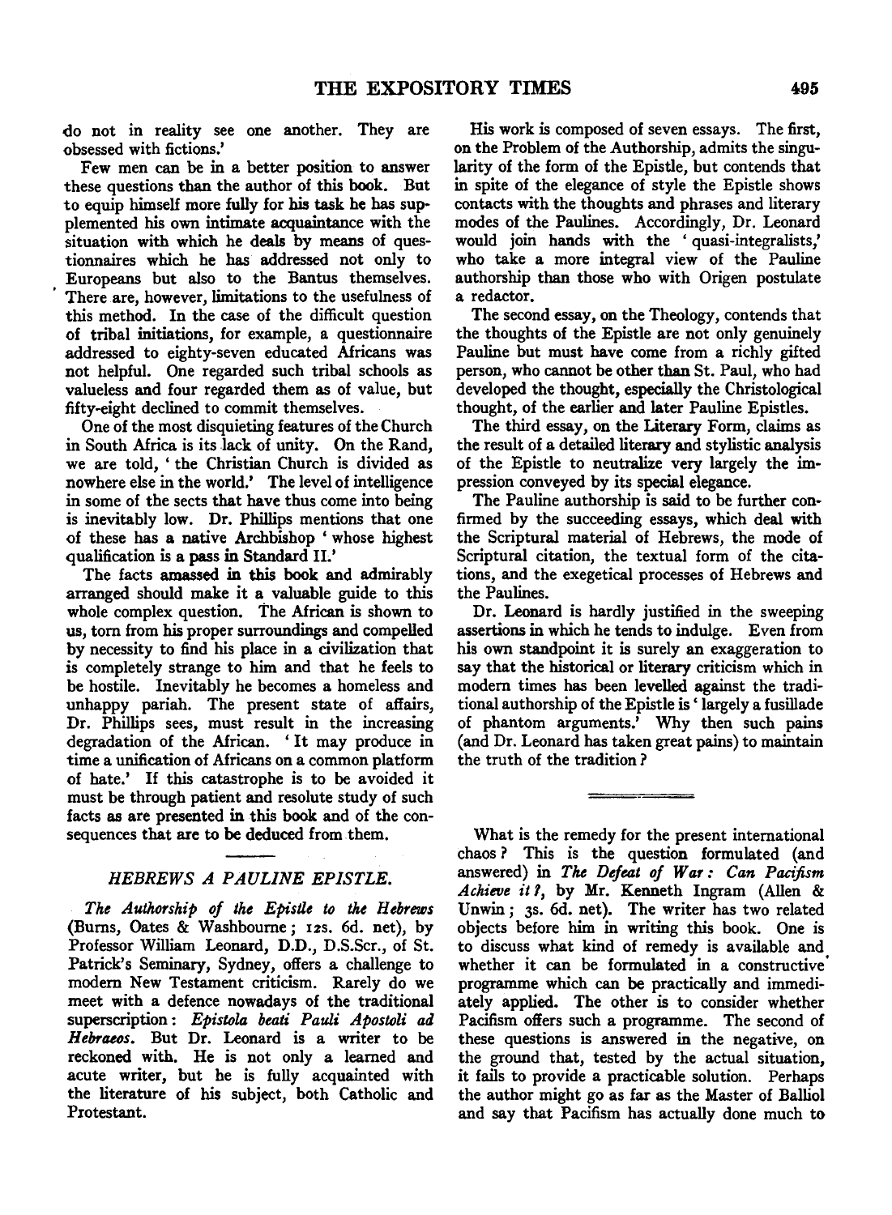do not in reality see one another. They are obsessed with fictions.'

Few men can be in a better position to answer these questions than the author of this book. But to equip himself more fully for his task he has supplemented his own intimate acquaintance with the situation with which he deals by means of questionnaires which he has addressed not only to Europeans but also to the Bantus themselves. There are, however, limitations to the usefulness of this method. In the case of the difficult question of tribal initiations, for example, a questionnaire addressed to eighty-seven educated Africans was not helpful. One regarded such tribal schools as valueless and four regarded them as of value, but fifty-eight declined to commit themselves.

One of the most disquieting features of the Church in South Africa is its lack of unity. On the Rand, we are told, 'the Christian Church is divided as nowhere else in the world.' The level of intelligence in some of the sects that have thus come into being is inevitably low. Dr. Phillips mentions that one of these has a native Archbishop 'whose highest qualification is a pass in Standard II.'

The facts amassed in this book and admirably arranged should make it a valuable guide to this whole complex question. The African is shown to us, torn from his proper surroundings and compelled by necessity to find his place in a civilization that is completely strange to him and that he feels to be hostile. Inevitably he becomes a homeless and unhappy pariah. The present state of affairs, Dr. Phillips sees, must result in the increasing degradation of the African. 'It may produce in time a unification of Africans on a common platform of hate.' If this catastrophe is to be avoided it must be through patient and resolute study of such facts as are presented in this book and of the consequences that are to be deduced from them.

## *HEBREWS A PAULINE EPISTLE.*

*The Authorship of the Epistle to the Hebrews* (Burns, Oates & Washbourne; 12s. 6d. net), by Professor William Leonard, D.D., D.S.Scr., of St. Patrick's Seminary, Sydney, offers a challenge to modern New Testament criticism. Rarely do we meet with a defence nowadays of the traditional superscription: *Epistola beati Pauli Apostoli ad Hebraeos*. But Dr. Leonard is a writer to be reckoned with. He is not only a learned and acute writer, but he is fully acquainted with the literature of his subject, both Catholic and Protestant.

His work is composed of seven essays. The first, on the Problem of the Authorship, admits the singularity of the form of the Epistle, but contends that in spite of the elegance of style the Epistle shows contacts with the thoughts and phrases and literary modes of the Paulines. Accordingly, Dr. Leonard would join hands with the 'quasi-integralists,' who take a more integral view of the Pauline authorship than those who with Origen postulate a redactor.

The second essay, on the Theology, contends that the thoughts of the Epistle are not only genuinely Pauline but must have come from a richly gifted person, who cannot be other than St. Paul, who had developed the thought, especially the Christological thought, of the earlier and later Pauline Epistles.

The third essay, on the Literary Form, claims as the result of a detailed literary and stylistic analysis of the Epistle to neutralize very largely the impression conveyed by its special elegance.

The Pauline authorship is said to be further confirmed by the succeeding essays, which deal with the Scriptural material of Hebrews, the mode of Scriptural citation, the textual form of the citations, and the exegetical processes of Hebrews and the Paulines.

Dr. Leonard is hardly justified in the sweeping assertions in which he tends to indulge. Even from his own standpoint it is surely an exaggeration to say that the historical or literary criticism which in modern times has been levelled against the traditional authorship of the Epistle is 'largely a fusillade of phantom arguments.' Why then such pains (and Dr. Leonard has taken great pains) to maintain the truth of the tradition?

---

What is the remedy for the present international chaos? This is the question formulated (and answered) in *The Defeat of War: Can Pacifism Achieve it?*, by Mr. Kenneth Ingram (Allen & Unwin; 3s. 6d. net). The writer has two related objects before him in writing this book. One is to discuss what kind of remedy is available and whether it can be formulated in a constructive programme which can be practically and immediately applied. The other is to consider whether Pacifism offers such a programme. The second of these questions is answered in the negative, on the ground that, tested by the actual situation, it fails to provide a practicable solution. Perhaps the author might go as far as the Master of Balliol and say that Pacifism has actually done much to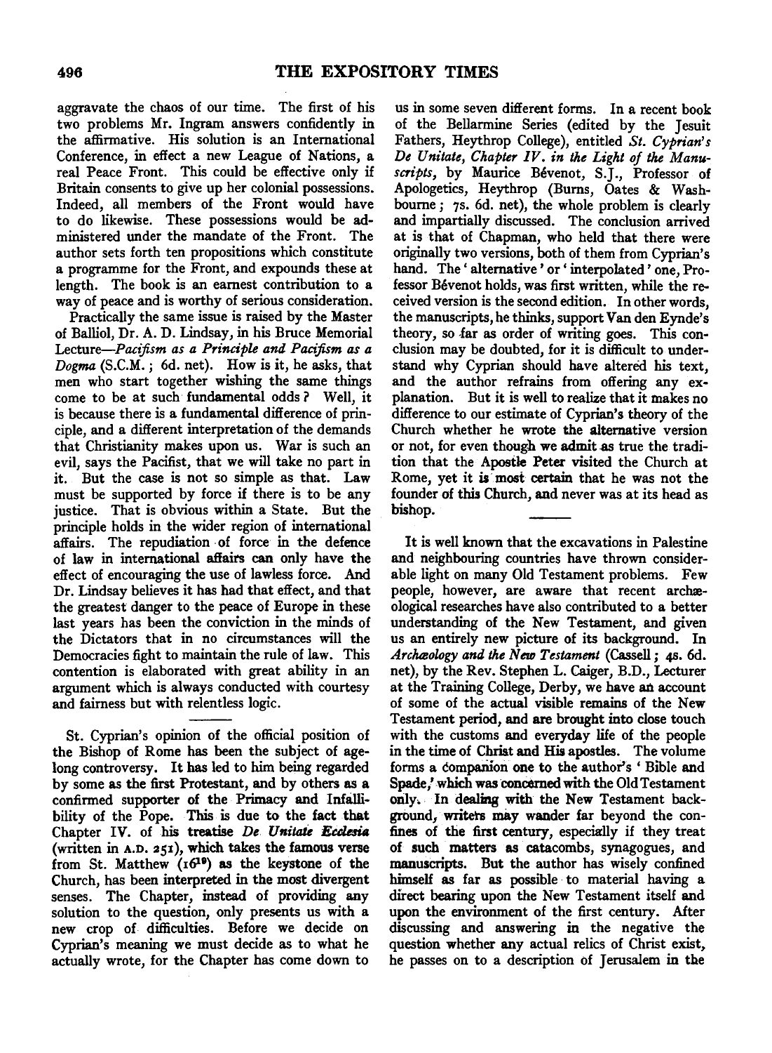aggravate the chaos of our time. The first of his two problems Mr. Ingram answers confidently in the affirmative. His solution is an International Conference, in effect a new League of Nations, a real Peace Front. This could be effective only if Britain consents to give up her colonial possessions. Indeed, all members of the Front would have to do likewise. These possessions would be administered under the mandate of the Front. The author sets forth ten propositions which constitute a programme for the Front, and expounds these at length. The book is an earnest contribution to a way of peace and is worthy of serious consideration.

Practically the same issue is raised by the Master of Balliol, Dr. A. D. Lindsay, in his Bruce Memorial Lecture—*Pacifism as a Principle and Pacifism as a Dogma* (S.C.M.; 6d. net). How is it, he asks, that men who start together wishing the same things come to be at such fundamental odds? Well, it is because there is a fundamental difference of principle, and a different interpretation of the demands that Christianity makes upon us. War is such an evil, says the Pacifist, that we will take no part in it. But the case is not so simple as that. Law must be supported by force if there is to be any justice. That is obvious within a State. But the principle holds in the wider region of international affairs. The repudiation of force in the defence of law in international affairs can only have the effect of encouraging the use of lawless force. And Dr. Lindsay believes it has had that effect, and that the greatest danger to the peace of Europe in these last years has been the conviction in the minds of the Dictators that in no circumstances will the Democracies fight to maintain the rule of law. This contention is elaborated with great ability in an argument which is always conducted with courtesy and fairness but with relentless logic.

---

St. Cyprian's opinion of the official position of the Bishop of Rome has been the subject of age-long controversy. It has led to him being regarded by some as the first Protestant, and by others as a confirmed supporter of the Primacy and Infallibility of the Pope. This is due to the fact that Chapter IV. of his treatise *De Unitate Ecclesia* (written in A.D. 251), which takes the famous verse from St. Matthew (16[19]) as the keystone of the Church, has been interpreted in the most divergent senses. The Chapter, instead of providing any solution to the question, only presents us with a new crop of difficulties. Before we decide on Cyprian's meaning we must decide as to what he actually wrote, for the Chapter has come down to us in some seven different forms. In a recent book of the Bellarmine Series (edited by the Jesuit Fathers, Heythrop College), entitled *St. Cyprian's De Unitate, Chapter IV. in the Light of the Manuscripts*, by Maurice Bévenot, S.J., Professor of Apologetics, Heythrop (Burns, Oates & Washbourne; 7s. 6d. net), the whole problem is clearly and impartially discussed. The conclusion arrived at is that of Chapman, who held that there were originally two versions, both of them from Cyprian's hand. The 'alternative' or 'interpolated' one, Professor Bévenot holds, was first written, while the received version is the second edition. In other words, the manuscripts, he thinks, support Van den Eynde's theory, so far as order of writing goes. This conclusion may be doubted, for it is difficult to understand why Cyprian should have altered his text, and the author refrains from offering any explanation. But it is well to realize that it makes no difference to our estimate of Cyprian's theory of the Church whether he wrote the alternative version or not, for even though we admit as true the tradition that the Apostle Peter visited the Church at Rome, yet it is most certain that he was not the founder of this Church, and never was at its head as bishop.

---

It is well known that the excavations in Palestine and neighbouring countries have thrown considerable light on many Old Testament problems. Few people, however, are aware that recent archæological researches have also contributed to a better understanding of the New Testament, and given us an entirely new picture of its background. In *Archæology and the New Testament* (Cassell; 4s. 6d. net), by the Rev. Stephen L. Caiger, B.D., Lecturer at the Training College, Derby, we have an account of some of the actual visible remains of the New Testament period, and are brought into close touch with the customs and everyday life of the people in the time of Christ and His apostles. The volume forms a companion one to the author's 'Bible and Spade,' which was concerned with the Old Testament only. In dealing with the New Testament background, writers may wander far beyond the confines of the first century, especially if they treat of such matters as catacombs, synagogues, and manuscripts. But the author has wisely confined himself as far as possible to material having a direct bearing upon the New Testament itself and upon the environment of the first century. After discussing and answering in the negative the question whether any actual relics of Christ exist, he passes on to a description of Jerusalem in the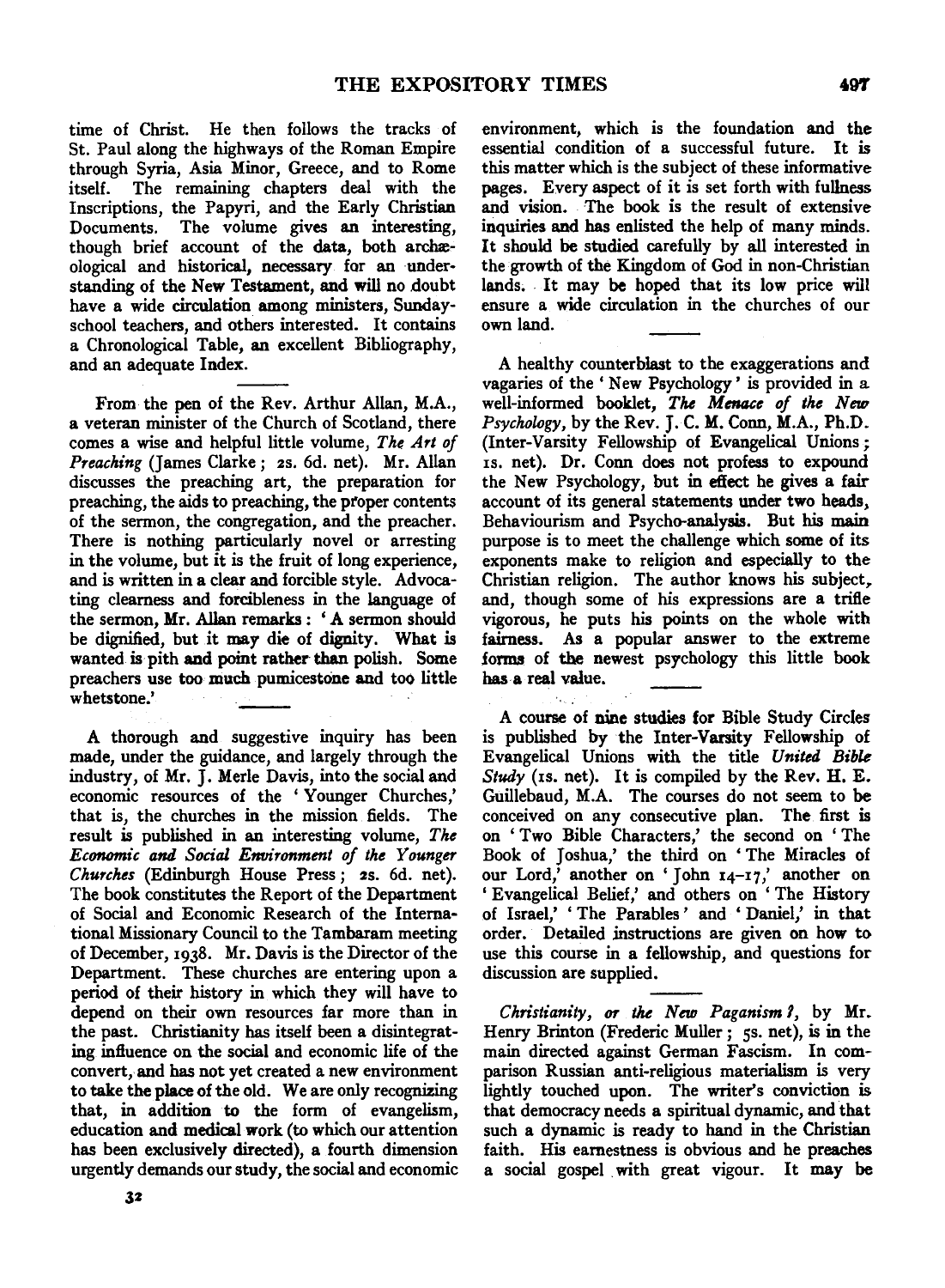time of Christ. He then follows the tracks of St. Paul along the highways of the Roman Empire through Syria, Asia Minor, Greece, and to Rome itself. The remaining chapters deal with the Inscriptions, the Papyri, and the Early Christian Documents. The volume gives an interesting, though brief account of the data, both archæological and historical, necessary for an understanding of the New Testament, and will no doubt have a wide circulation among ministers, Sunday-school teachers, and others interested. It contains a Chronological Table, an excellent Bibliography, and an adequate Index.

From the pen of the Rev. Arthur Allan, M.A., a veteran minister of the Church of Scotland, there comes a wise and helpful little volume, *The Art of Preaching* (James Clarke; 2s. 6d. net). Mr. Allan discusses the preaching art, the preparation for preaching, the aids to preaching, the proper contents of the sermon, the congregation, and the preacher. There is nothing particularly novel or arresting in the volume, but it is the fruit of long experience, and is written in a clear and forcible style. Advocating clearness and forcibleness in the language of the sermon, Mr. Allan remarks: 'A sermon should be dignified, but it may die of dignity. What is wanted is pith and point rather than polish. Some preachers use too much pumicestone and too little whetstone.'

A thorough and suggestive inquiry has been made, under the guidance, and largely through the industry, of Mr. J. Merle Davis, into the social and economic resources of the 'Younger Churches,' that is, the churches in the mission fields. The result is published in an interesting volume, *The Economic and Social Environment of the Younger Churches* (Edinburgh House Press; 2s. 6d. net). The book constitutes the Report of the Department of Social and Economic Research of the International Missionary Council to the Tambaram meeting of December, 1938. Mr. Davis is the Director of the Department. These churches are entering upon a period of their history in which they will have to depend on their own resources far more than in the past. Christianity has itself been a disintegrating influence on the social and economic life of the convert, and has not yet created a new environment to take the place of the old. We are only recognizing that, in addition to the form of evangelism, education and medical work (to which our attention has been exclusively directed), a fourth dimension urgently demands our study, the social and economic environment, which is the foundation and the essential condition of a successful future. It is this matter which is the subject of these informative pages. Every aspect of it is set forth with fullness and vision. The book is the result of extensive inquiries and has enlisted the help of many minds. It should be studied carefully by all interested in the growth of the Kingdom of God in non-Christian lands. It may be hoped that its low price will ensure a wide circulation in the churches of our own land.

A healthy counterblast to the exaggerations and vagaries of the 'New Psychology' is provided in a well-informed booklet, *The Menace of the New Psychology*, by the Rev. J. C. M. Conn, M.A., Ph.D. (Inter-Varsity Fellowship of Evangelical Unions; 1s. net). Dr. Conn does not profess to expound the New Psychology, but in effect he gives a fair account of its general statements under two heads, Behaviourism and Psycho-analysis. But his main purpose is to meet the challenge which some of its exponents make to religion and especially to the Christian religion. The author knows his subject, and, though some of his expressions are a trifle vigorous, he puts his points on the whole with fairness. As a popular answer to the extreme forms of the newest psychology this little book has a real value.

A course of nine studies for Bible Study Circles is published by the Inter-Varsity Fellowship of Evangelical Unions with the title *United Bible Study* (1s. net). It is compiled by the Rev. H. E. Guillebaud, M.A. The courses do not seem to be conceived on any consecutive plan. The first is on 'Two Bible Characters,' the second on 'The Book of Joshua,' the third on 'The Miracles of our Lord,' another on 'John 14–17,' another on 'Evangelical Belief,' and others on 'The History of Israel,' 'The Parables' and 'Daniel,' in that order. Detailed instructions are given on how to use this course in a fellowship, and questions for discussion are supplied.

*Christianity, or the New Paganism?*, by Mr. Henry Brinton (Frederic Muller; 5s. net), is in the main directed against German Fascism. In comparison Russian anti-religious materialism is very lightly touched upon. The writer's conviction is that democracy needs a spiritual dynamic, and that such a dynamic is ready to hand in the Christian faith. His earnestness is obvious and he preaches a social gospel with great vigour. It may be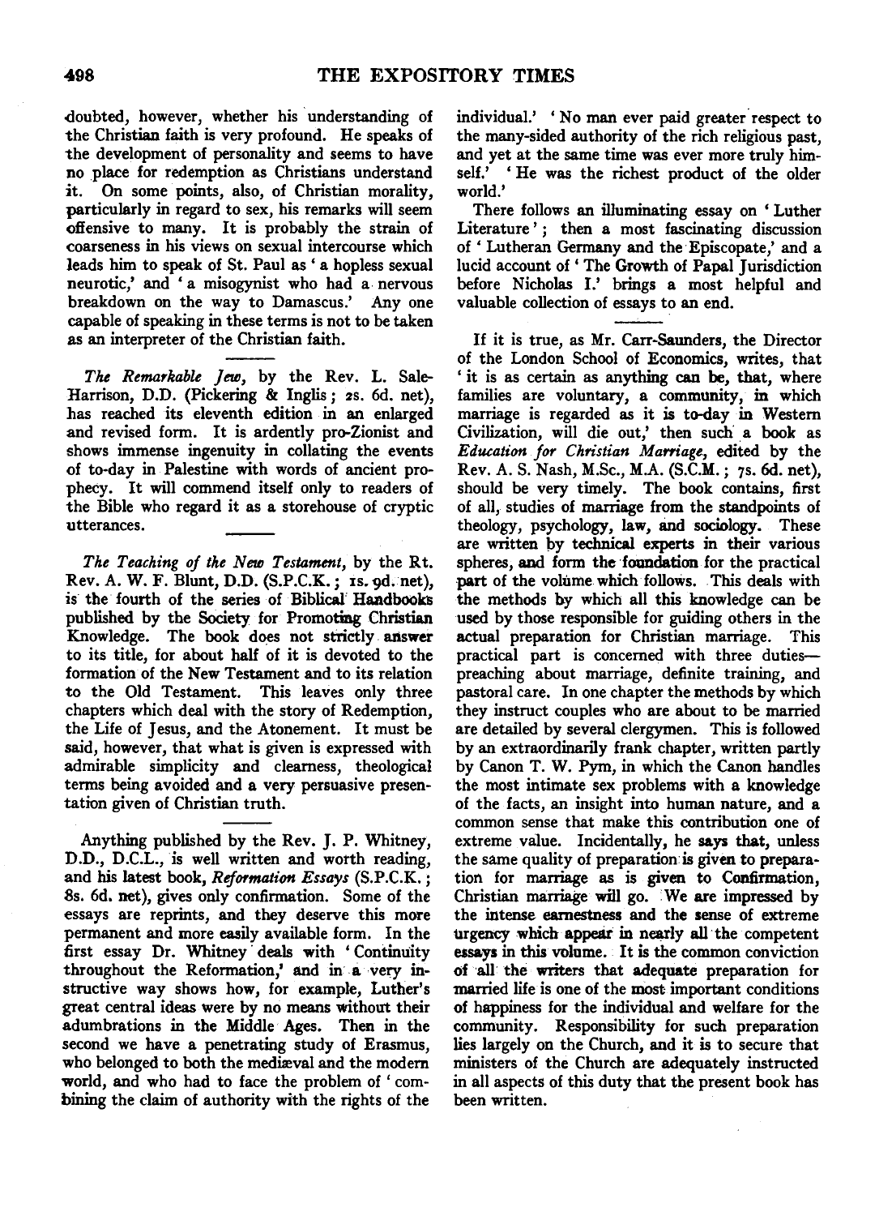doubted, however, whether his understanding of the Christian faith is very profound. He speaks of the development of personality and seems to have no place for redemption as Christians understand it. On some points, also, of Christian morality, particularly in regard to sex, his remarks will seem offensive to many. It is probably the strain of coarseness in his views on sexual intercourse which leads him to speak of St. Paul as 'a hopless sexual neurotic,' and 'a misogynist who had a nervous breakdown on the way to Damascus.' Any one capable of speaking in these terms is not to be taken as an interpreter of the Christian faith.

*The Remarkable Jew*, by the Rev. L. Sale-Harrison, D.D. (Pickering & Inglis; 2s. 6d. net), has reached its eleventh edition in an enlarged and revised form. It is ardently pro-Zionist and shows immense ingenuity in collating the events of to-day in Palestine with words of ancient prophecy. It will commend itself only to readers of the Bible who regard it as a storehouse of cryptic utterances.

*The Teaching of the New Testament*, by the Rt. Rev. A. W. F. Blunt, D.D. (S.P.C.K.; 1s. 9d. net), is the fourth of the series of Biblical Handbooks published by the Society for Promoting Christian Knowledge. The book does not strictly answer to its title, for about half of it is devoted to the formation of the New Testament and to its relation to the Old Testament. This leaves only three chapters which deal with the story of Redemption, the Life of Jesus, and the Atonement. It must be said, however, that what is given is expressed with admirable simplicity and clearness, theological terms being avoided and a very persuasive presentation given of Christian truth.

Anything published by the Rev. J. P. Whitney, D.D., D.C.L., is well written and worth reading, and his latest book, *Reformation Essays* (S.P.C.K.; 8s. 6d. net), gives only confirmation. Some of the essays are reprints, and they deserve this more permanent and more easily available form. In the first essay Dr. Whitney deals with 'Continuity throughout the Reformation,' and in a very instructive way shows how, for example, Luther's great central ideas were by no means without their adumbrations in the Middle Ages. Then in the second we have a penetrating study of Erasmus, who belonged to both the mediæval and the modern world, and who had to face the problem of 'combining the claim of authority with the rights of the individual.' 'No man ever paid greater respect to the many-sided authority of the rich religious past, and yet at the same time was ever more truly himself.' 'He was the richest product of the older world.'

There follows an illuminating essay on 'Luther Literature'; then a most fascinating discussion of 'Lutheran Germany and the Episcopate,' and a lucid account of 'The Growth of Papal Jurisdiction before Nicholas I.' brings a most helpful and valuable collection of essays to an end.

If it is true, as Mr. Carr-Saunders, the Director of the London School of Economics, writes, that 'it is as certain as anything can be, that, where families are voluntary, a community, in which marriage is regarded as it is to-day in Western Civilization, will die out,' then such a book as *Education for Christian Marriage*, edited by the Rev. A. S. Nash, M.Sc., M.A. (S.C.M.; 7s. 6d. net), should be very timely. The book contains, first of all, studies of marriage from the standpoints of theology, psychology, law, and sociology. These are written by technical experts in their various spheres, and form the foundation for the practical part of the volume which follows. This deals with the methods by which all this knowledge can be used by those responsible for guiding others in the actual preparation for Christian marriage. This practical part is concerned with three duties—preaching about marriage, definite training, and pastoral care. In one chapter the methods by which they instruct couples who are about to be married are detailed by several clergymen. This is followed by an extraordinarily frank chapter, written partly by Canon T. W. Pym, in which the Canon handles the most intimate sex problems with a knowledge of the facts, an insight into human nature, and a common sense that make this contribution one of extreme value. Incidentally, he says that, unless the same quality of preparation is given to preparation for marriage as is given to Confirmation, Christian marriage will go. We are impressed by the intense earnestness and the sense of extreme urgency which appear in nearly all the competent essays in this volume. It is the common conviction of all the writers that adequate preparation for married life is one of the most important conditions of happiness for the individual and welfare for the community. Responsibility for such preparation lies largely on the Church, and it is to secure that ministers of the Church are adequately instructed in all aspects of this duty that the present book has been written.